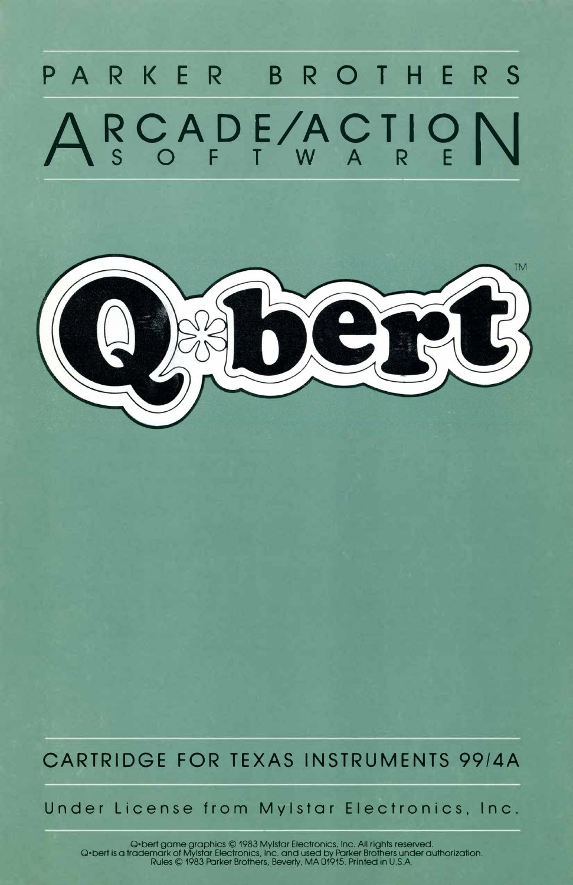PARKER BROTHERS

# ARCADE/ACTION SOFTWARE

# Q*bert™

CARTRIDGE FOR TEXAS INSTRUMENTS 99/4A

Under License from Mylstar Electronics, Inc.

Q•bert game graphics © 1983 Mylstar Electronics, Inc. All rights reserved.
Q•bert is a trademark of Mylstar Electronics, Inc. and used by Parker Brothers under authorization.
Rules © 1983 Parker Brothers, Beverly, MA 01915. Printed in U.S.A.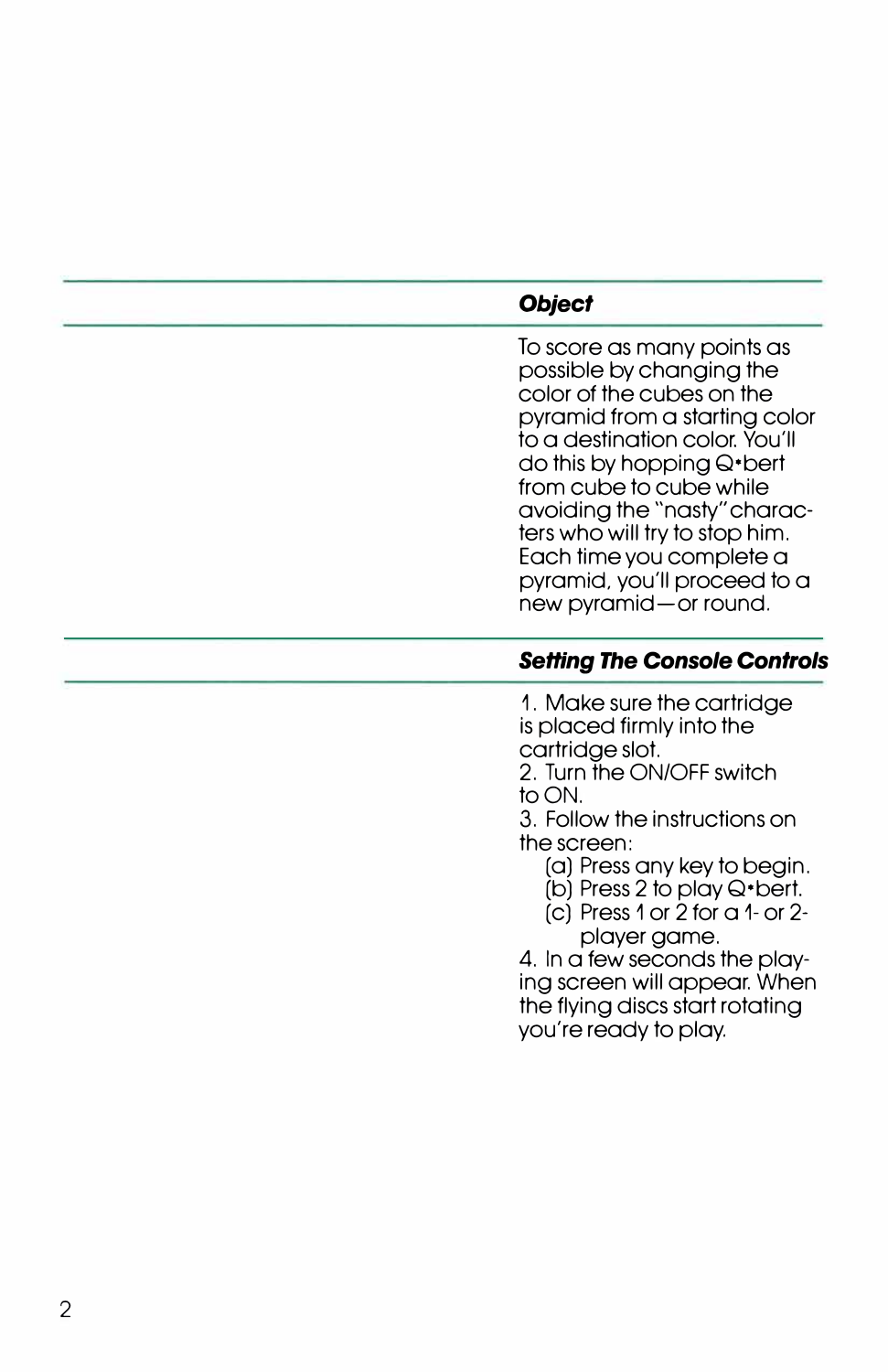## Object

To score as many points as possible by changing the color of the cubes on the pyramid from a starting color to a destination color. You'll do this by hopping Q•bert from cube to cube while avoiding the "nasty" characters who will try to stop him. Each time you complete a pyramid, you'll proceed to a new pyramid—or round.

## Setting The Console Controls

1. Make sure the cartridge is placed firmly into the cartridge slot.
2. Turn the ON/OFF switch to ON.
3. Follow the instructions on the screen:
   (a) Press any key to begin.
   (b) Press 2 to play Q•bert.
   (c) Press 1 or 2 for a 1- or 2-player game.
4. In a few seconds the playing screen will appear. When the flying discs start rotating you're ready to play.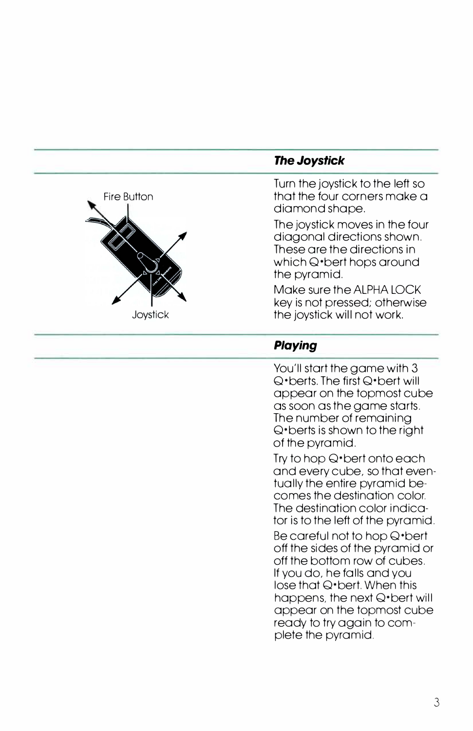### *The Joystick*

Turn the joystick to the left so that the four corners make a diamond shape.

The joystick moves in the four diagonal directions shown. These are the directions in which Q•bert hops around the pyramid.

Make sure the ALPHA LOCK key is not pressed; otherwise the joystick will not work.

Fire Button

Joystick

### *Playing*

You'll start the game with 3 Q•berts. The first Q•bert will appear on the topmost cube as soon as the game starts. The number of remaining Q•berts is shown to the right of the pyramid.

Try to hop Q•bert onto each and every cube, so that eventually the entire pyramid becomes the destination color. The destination color indicator is to the left of the pyramid.

Be careful not to hop Q•bert off the sides of the pyramid or off the bottom row of cubes. If you do, he falls and you lose that Q•bert. When this happens, the next Q•bert will appear on the topmost cube ready to try again to complete the pyramid.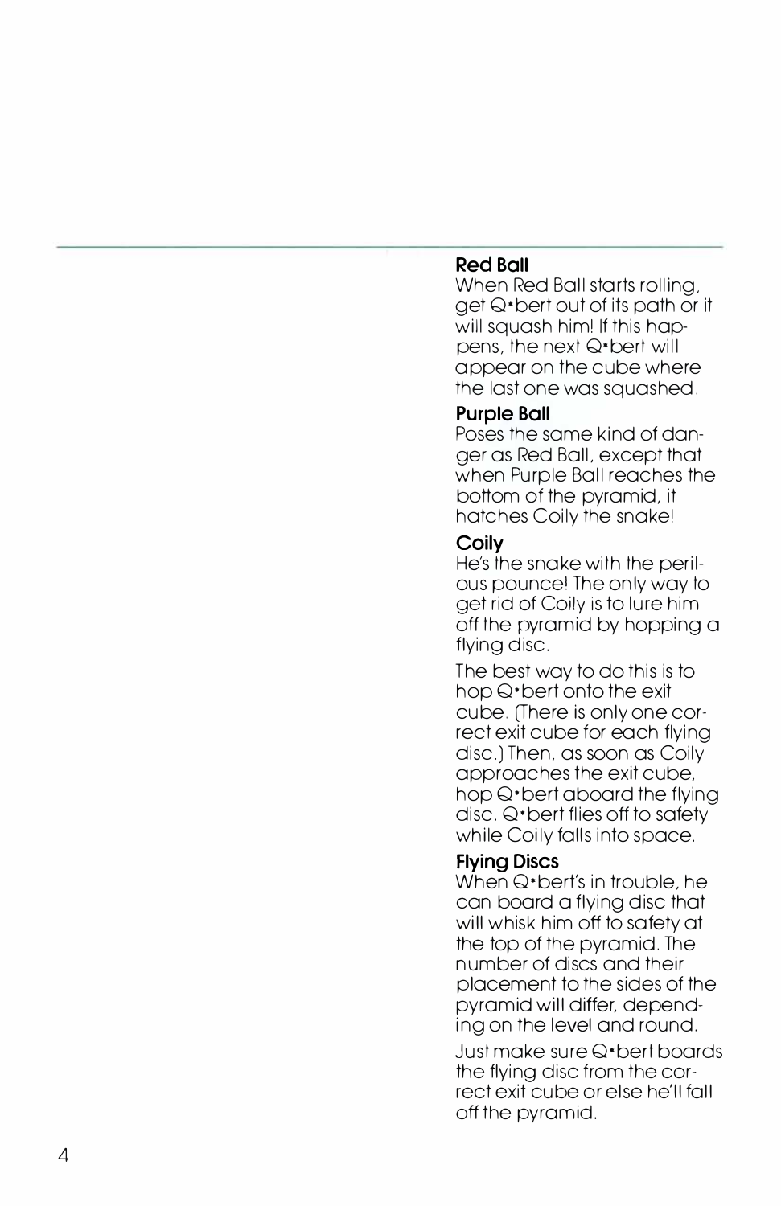### Red Ball

When Red Ball starts rolling, get Q•bert out of its path or it will squash him! If this happens, the next Q•bert will appear on the cube where the last one was squashed.

### Purple Ball

Poses the same kind of danger as Red Ball, except that when Purple Ball reaches the bottom of the pyramid, it hatches Coily the snake!

### Coily

He's the snake with the perilous pounce! The only way to get rid of Coily is to lure him off the pyramid by hopping a flying disc.

The best way to do this is to hop Q•bert onto the exit cube. (There is only one correct exit cube for each flying disc.) Then, as soon as Coily approaches the exit cube, hop Q•bert aboard the flying disc. Q•bert flies off to safety while Coily falls into space.

### Flying Discs

When Q•bert's in trouble, he can board a flying disc that will whisk him off to safety at the top of the pyramid. The number of discs and their placement to the sides of the pyramid will differ, depending on the level and round.

Just make sure Q•bert boards the flying disc from the correct exit cube or else he'll fall off the pyramid.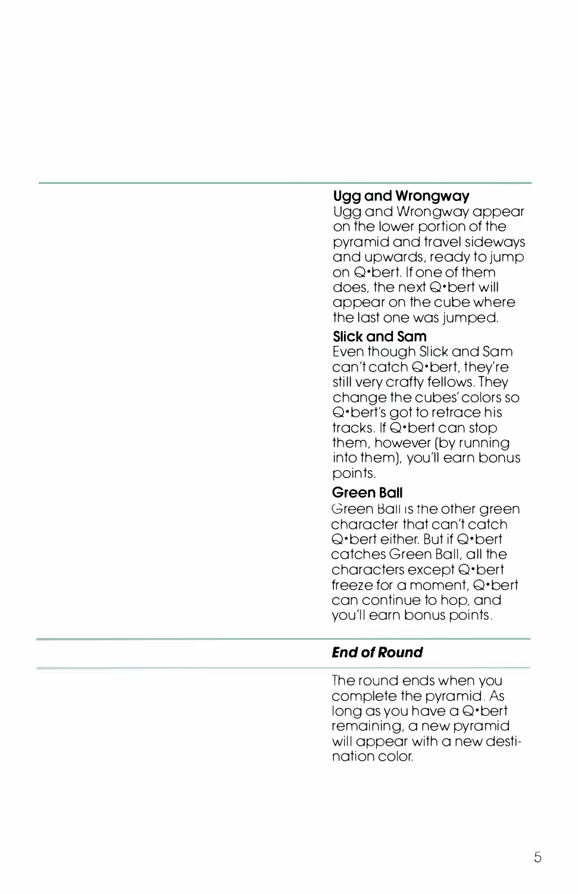### Ugg and Wrongway

Ugg and Wrongway appear on the lower portion of the pyramid and travel sideways and upwards, ready to jump on Q•bert. If one of them does, the next Q•bert will appear on the cube where the last one was jumped.

### Slick and Sam

Even though Slick and Sam can't catch Q•bert, they're still very crafty fellows. They change the cubes' colors so Q•bert's got to retrace his tracks. If Q•bert can stop them, however (by running into them), you'll earn bonus points.

### Green Ball

Green Ball is the other green character that can't catch Q•bert either. But if Q•bert catches Green Ball, all the characters except Q•bert freeze for a moment, Q•bert can continue to hop, and you'll earn bonus points.

## *End of Round*

The round ends when you complete the pyramid. As long as you have a Q•bert remaining, a new pyramid will appear with a new destination color.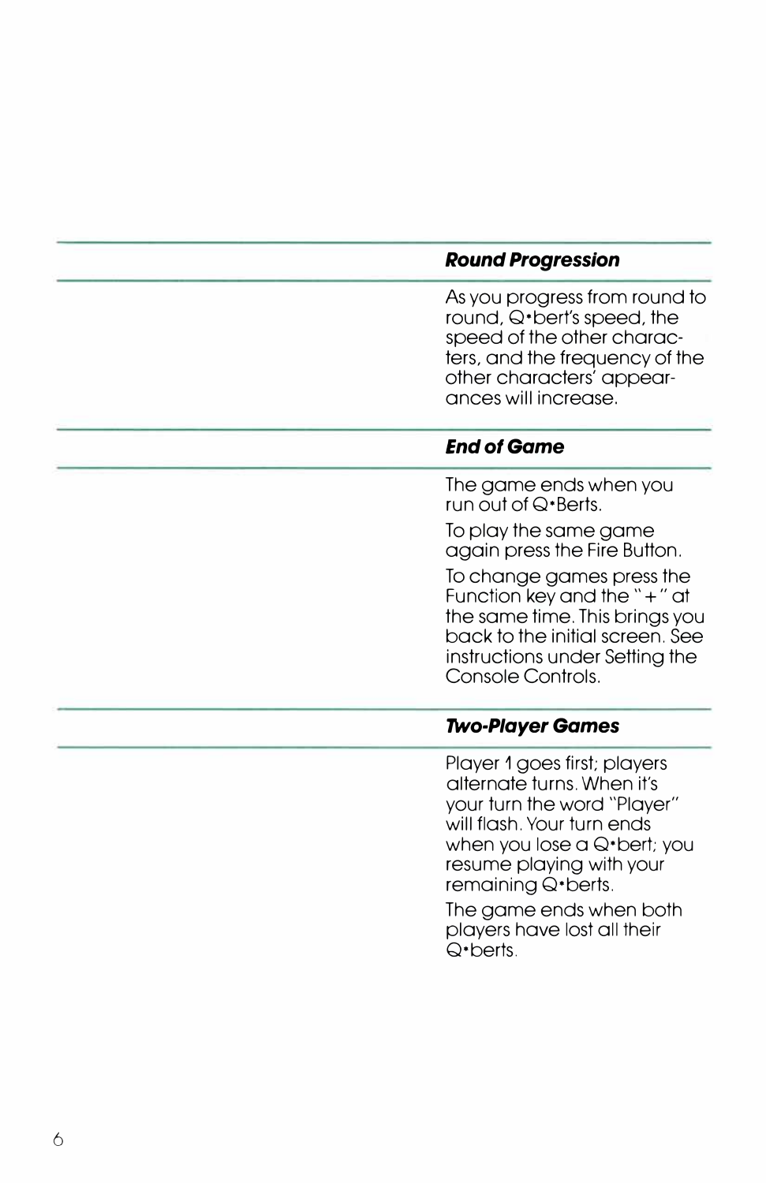### *Round Progression*

As you progress from round to round, Q•bert's speed, the speed of the other characters, and the frequency of the other characters' appearances will increase.

### *End of Game*

The game ends when you run out of Q•Berts.

To play the same game again press the Fire Button.

To change games press the Function key and the "+" at the same time. This brings you back to the initial screen. See instructions under Setting the Console Controls.

### *Two-Player Games*

Player 1 goes first; players alternate turns. When it's your turn the word "Player" will flash. Your turn ends when you lose a Q•bert; you resume playing with your remaining Q•berts.

The game ends when both players have lost all their Q•berts.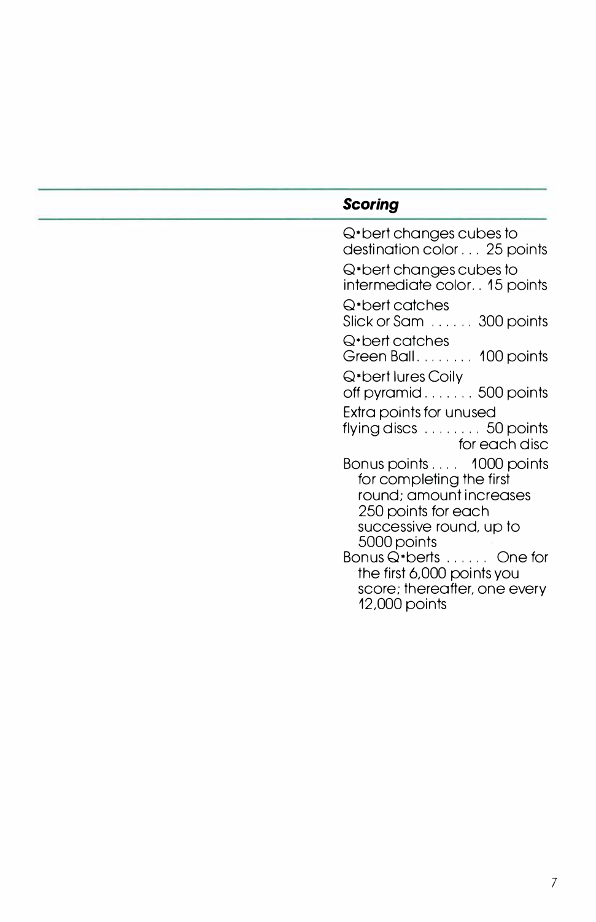### *Scoring*

Q•bert changes cubes to destination color . . . 25 points

Q•bert changes cubes to intermediate color. . 15 points

Q•bert catches Slick or Sam . . . . . . 300 points

Q•bert catches Green Ball. . . . . . . . 100 points

Q•bert lures Coily off pyramid . . . . . . . 500 points

Extra points for unused flying discs . . . . . . . . 50 points for each disc

Bonus points . . . . 1000 points for completing the first round; amount increases 250 points for each successive round, up to 5000 points

Bonus Q•berts . . . . . . One for the first 6,000 points you score; thereafter, one every 12,000 points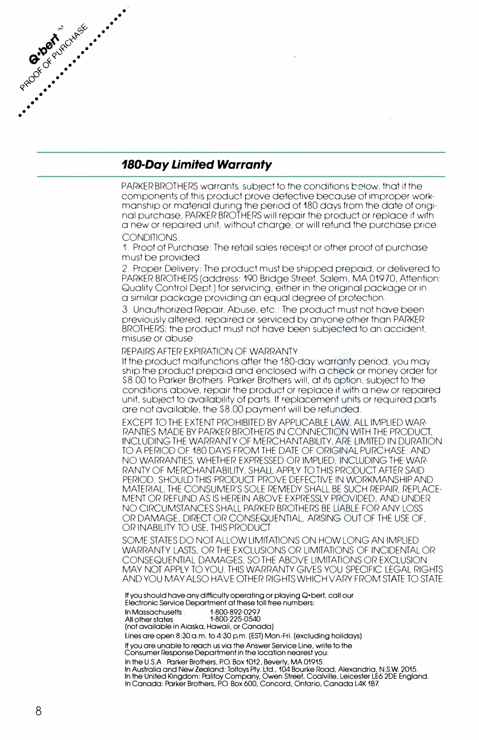Q•bert™ PROOF OF PURCHASE

## *180-Day Limited Warranty*

PARKER BROTHERS warrants, subject to the conditions below, that if the components of this product prove defective because of improper workmanship or material during the period of 180 days from the date of original purchase, PARKER BROTHERS will repair the product or replace it with a new or repaired unit, without charge, or will refund the purchase price.

CONDITIONS:

1. Proof of Purchase: The retail sales receipt or other proof of purchase must be provided.
2. Proper Delivery: The product must be shipped prepaid, or delivered to PARKER BROTHERS (address: 190 Bridge Street, Salem, MA 01970, Attention: Quality Control Dept.) for servicing, either in the original package or in a similar package providing an equal degree of protection.
3. Unauthorized Repair, Abuse, etc.: The product must not have been previously altered, repaired or serviced by anyone other than PARKER BROTHERS; the product must not have been subjected to an accident, misuse or abuse.

REPAIRS AFTER EXPIRATION OF WARRANTY:

If the product malfunctions after the 180-day warranty period, you may ship the product prepaid and enclosed with a check or money order for $8.00 to Parker Brothers. Parker Brothers will, at its option, subject to the conditions above, repair the product or replace it with a new or repaired unit, subject to availability of parts. If replacement units or required parts are not available, the $8.00 payment will be refunded.

EXCEPT TO THE EXTENT PROHIBITED BY APPLICABLE LAW, ALL IMPLIED WARRANTIES MADE BY PARKER BROTHERS IN CONNECTION WITH THE PRODUCT, INCLUDING THE WARRANTY OF MERCHANTABILITY, ARE LIMITED IN DURATION TO A PERIOD OF 180 DAYS FROM THE DATE OF ORIGINAL PURCHASE; AND NO WARRANTIES, WHETHER EXPRESSED OR IMPLIED, INCLUDING THE WARRANTY OF MERCHANTABILITY, SHALL APPLY TO THIS PRODUCT AFTER SAID PERIOD. SHOULD THIS PRODUCT PROVE DEFECTIVE IN WORKMANSHIP AND MATERIAL, THE CONSUMER'S SOLE REMEDY SHALL BE SUCH REPAIR, REPLACEMENT OR REFUND AS IS HEREIN ABOVE EXPRESSLY PROVIDED, AND UNDER NO CIRCUMSTANCES SHALL PARKER BROTHERS BE LIABLE FOR ANY LOSS OR DAMAGE, DIRECT OR CONSEQUENTIAL, ARISING OUT OF THE USE OF, OR INABILITY TO USE, THIS PRODUCT.

SOME STATES DO NOT ALLOW LIMITATIONS ON HOW LONG AN IMPLIED WARRANTY LASTS, OR THE EXCLUSIONS OR LIMITATIONS OF INCIDENTAL OR CONSEQUENTIAL DAMAGES, SO THE ABOVE LIMITATIONS OR EXCLUSION MAY NOT APPLY TO YOU. THIS WARRANTY GIVES YOU SPECIFIC LEGAL RIGHTS AND YOU MAY ALSO HAVE OTHER RIGHTS WHICH VARY FROM STATE TO STATE.

If you should have any difficulty operating or playing Q•bert, call our Electronic Service Department at these toll free numbers:

In Massachusetts: 1-800-892-0297
All other states: 1-800-225-0540
(not available in Alaska, Hawaii, or Canada)

Lines are open 8:30 a.m. to 4:30 p.m. (EST) Mon.-Fri. (excluding holidays)

If you are unable to reach us via the Answer Service Line, write to the Consumer Response Department in the location nearest you:

In the U.S.A.: Parker Brothers, P.O. Box 1012, Beverly, MA 01915.
In Australia and New Zealand: Toltoys Pty. Ltd., 104 Bourke Road, Alexandria, N.S.W. 2015.
In the United Kingdom: Palitoy Company, Owen Street, Coalville, Leicester LE6 2DE England.
In Canada: Parker Brothers, P.O. Box 600, Concord, Ontario, Canada L4K 1B7.